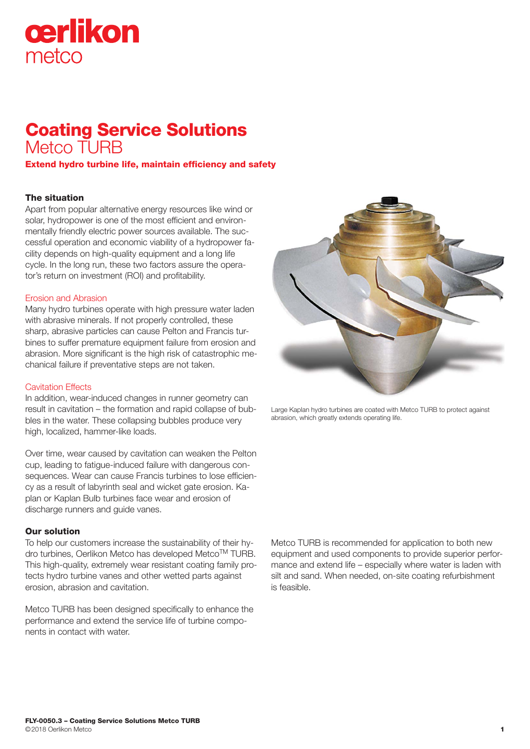oerlikon
metco

# Coating Service Solutions
## Metco TURB

**Extend hydro turbine life, maintain efficiency and safety**

### The situation

Apart from popular alternative energy resources like wind or solar, hydropower is one of the most efficient and environmentally friendly electric power sources available. The successful operation and economic viability of a hydropower facility depends on high-quality equipment and a long life cycle. In the long run, these two factors assure the operator's return on investment (ROI) and profitability.

#### Erosion and Abrasion

Many hydro turbines operate with high pressure water laden with abrasive minerals. If not properly controlled, these sharp, abrasive particles can cause Pelton and Francis turbines to suffer premature equipment failure from erosion and abrasion. More significant is the high risk of catastrophic mechanical failure if preventative steps are not taken.

#### Cavitation Effects

In addition, wear-induced changes in runner geometry can result in cavitation – the formation and rapid collapse of bubbles in the water. These collapsing bubbles produce very high, localized, hammer-like loads.

Over time, wear caused by cavitation can weaken the Pelton cup, leading to fatigue-induced failure with dangerous consequences. Wear can cause Francis turbines to lose efficiency as a result of labyrinth seal and wicket gate erosion. Kaplan or Kaplan Bulb turbines face wear and erosion of discharge runners and guide vanes.

Large Kaplan hydro turbines are coated with Metco TURB to protect against abrasion, which greatly extends operating life.

### Our solution

To help our customers increase the sustainability of their hydro turbines, Oerlikon Metco has developed Metco™ TURB. This high-quality, extremely wear resistant coating family protects hydro turbine vanes and other wetted parts against erosion, abrasion and cavitation.

Metco TURB has been designed specifically to enhance the performance and extend the service life of turbine components in contact with water.

Metco TURB is recommended for application to both new equipment and used components to provide superior performance and extend life – especially where water is laden with silt and sand. When needed, on-site coating refurbishment is feasible.

**FLY-0050.3 – Coating Service Solutions Metco TURB**
©2018 Oerlikon Metco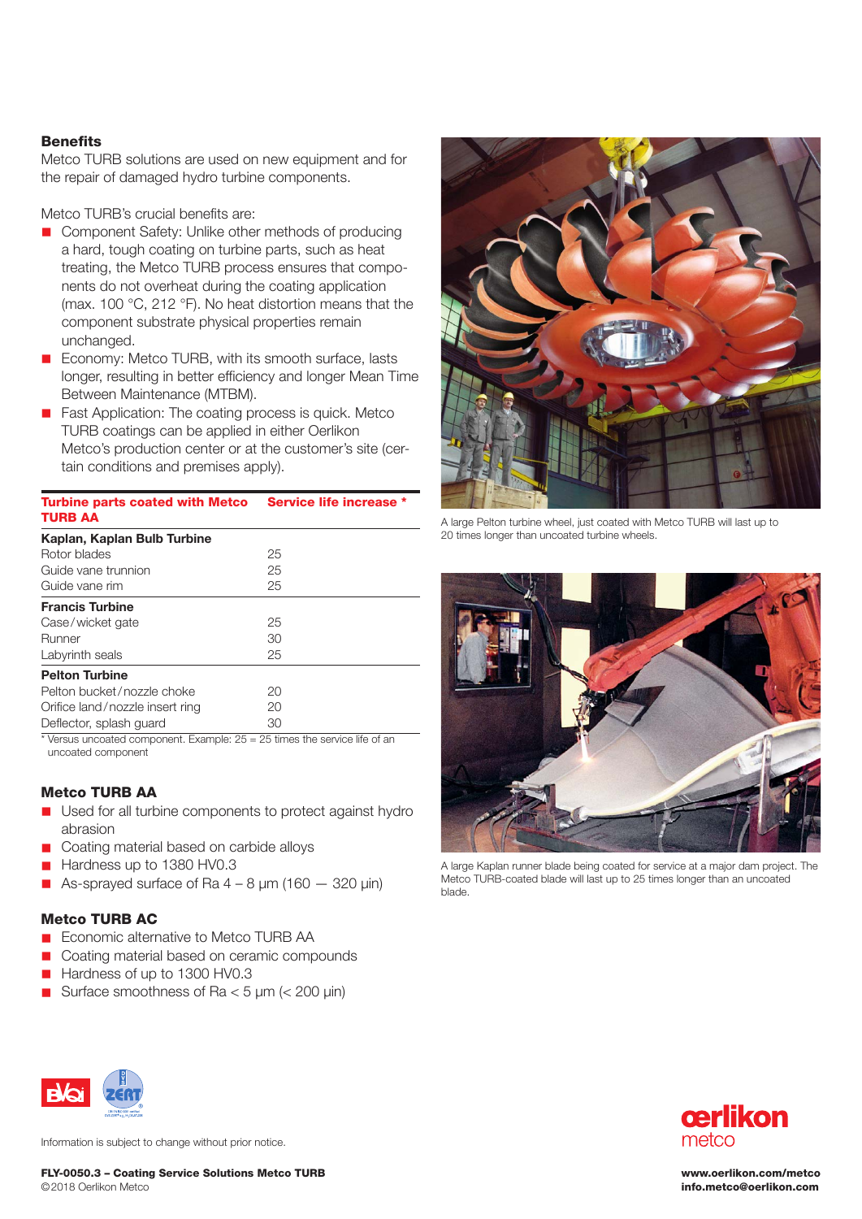## Benefits

Metco TURB solutions are used on new equipment and for the repair of damaged hydro turbine components.

Metco TURB's crucial benefits are:

- Component Safety: Unlike other methods of producing a hard, tough coating on turbine parts, such as heat treating, the Metco TURB process ensures that components do not overheat during the coating application (max. 100 °C, 212 °F). No heat distortion means that the component substrate physical properties remain unchanged.
- Economy: Metco TURB, with its smooth surface, lasts longer, resulting in better efficiency and longer Mean Time Between Maintenance (MTBM).
- Fast Application: The coating process is quick. Metco TURB coatings can be applied in either Oerlikon Metco's production center or at the customer's site (certain conditions and premises apply).

| Turbine parts coated with Metco TURB AA | Service life increase * |
|---|---|
| **Kaplan, Kaplan Bulb Turbine** | |
| Rotor blades | 25 |
| Guide vane trunnion | 25 |
| Guide vane rim | 25 |
| **Francis Turbine** | |
| Case / wicket gate | 25 |
| Runner | 30 |
| Labyrinth seals | 25 |
| **Pelton Turbine** | |
| Pelton bucket / nozzle choke | 20 |
| Orifice land / nozzle insert ring | 20 |
| Deflector, splash guard | 30 |

* Versus uncoated component. Example: 25 = 25 times the service life of an uncoated component

### Metco TURB AA

- Used for all turbine components to protect against hydro abrasion
- Coating material based on carbide alloys
- Hardness up to 1380 HV0.3
- As-sprayed surface of Ra 4 – 8 µm (160 — 320 µin)

### Metco TURB AC

- Economic alternative to Metco TURB AA
- Coating material based on ceramic compounds
- Hardness of up to 1300 HV0.3
- Surface smoothness of Ra < 5 µm (< 200 µin)

A large Pelton turbine wheel, just coated with Metco TURB will last up to 20 times longer than uncoated turbine wheels.

A large Kaplan runner blade being coated for service at a major dam project. The Metco TURB-coated blade will last up to 25 times longer than an uncoated blade.

Information is subject to change without prior notice.

**FLY-0050.3 – Coating Service Solutions Metco TURB**
©2018 Oerlikon Metco

**www.oerlikon.com/metco**
**info.metco@oerlikon.com**